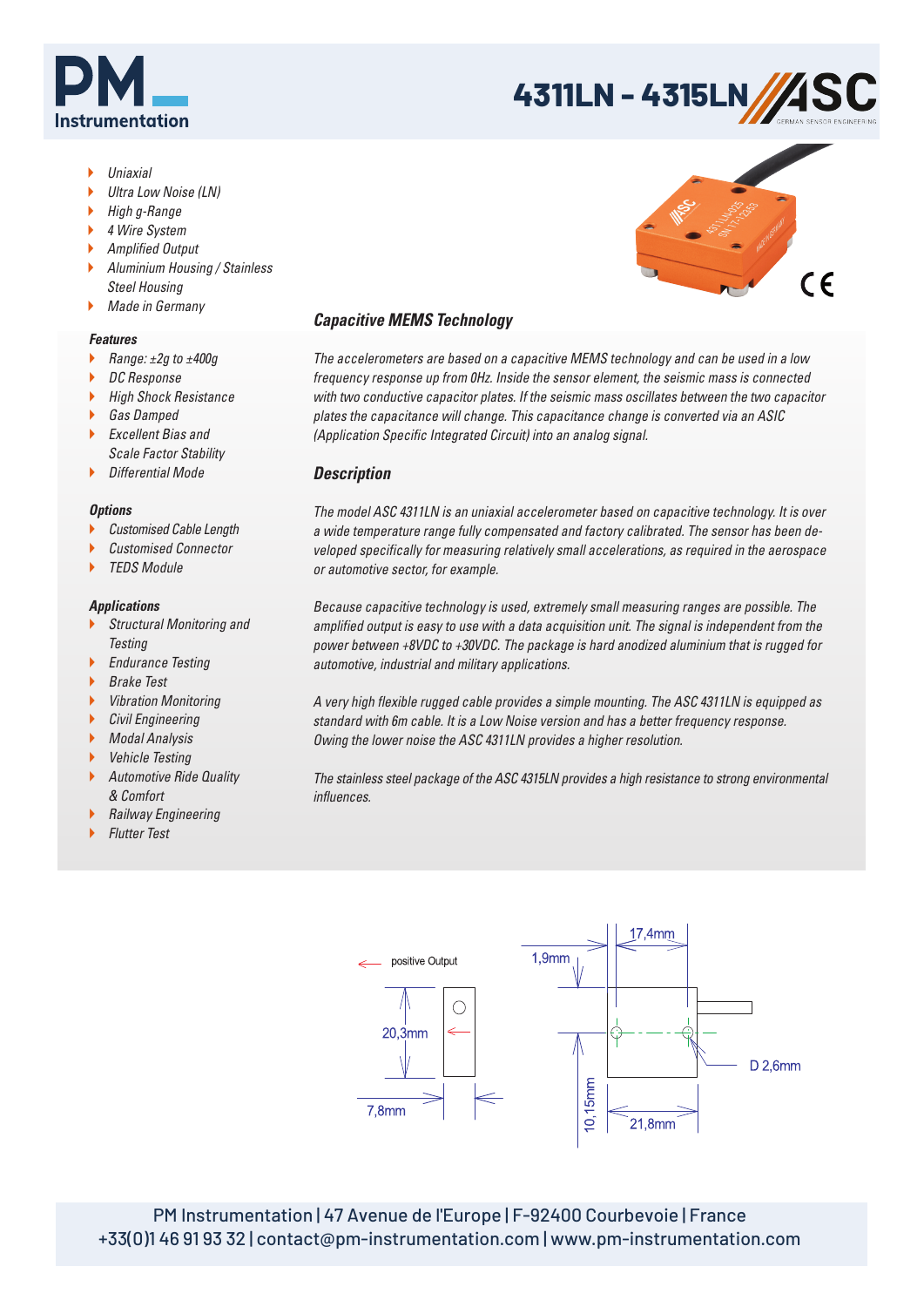# 4311LN - 4315LN

- Uniaxial
- Ultra Low Noise (LN)
- High g-Range
- 4 Wire System
- Amplified Output
- Aluminium Housing / Stainless Steel Housing
- Made in Germany

### Features

- Range: ±2g to ±400g
- DC Response
- High Shock Resistance
- Gas Damped
- Excellent Bias and Scale Factor Stability
- Differential Mode

### Options

- Customised Cable Length
- Customised Connector
- TEDS Module

### Applications

- Structural Monitoring and Testing
- Endurance Testing
- Brake Test
- Vibration Monitoring
- Civil Engineering
- Modal Analysis
- Vehicle Testing
- Automotive Ride Quality & Comfort
- Railway Engineering
- Flutter Test

## Capacitive MEMS Technology

*The accelerometers are based on a capacitive MEMS technology and can be used in a low frequency response up from 0Hz. Inside the sensor element, the seismic mass is connected with two conductive capacitor plates. If the seismic mass oscillates between the two capacitor plates the capacitance will change. This capacitance change is converted via an ASIC (Application Specific Integrated Circuit) into an analog signal.*

## Description

*The model ASC 4311LN is an uniaxial accelerometer based on capacitive technology. It is over a wide temperature range fully compensated and factory calibrated. The sensor has been developed specifically for measuring relatively small accelerations, as required in the aerospace or automotive sector, for example.*

*Because capacitive technology is used, extremely small measuring ranges are possible. The amplified output is easy to use with a data acquisition unit. The signal is independent from the power between +8VDC to +30VDC. The package is hard anodized aluminium that is rugged for automotive, industrial and military applications.*

*A very high flexible rugged cable provides a simple mounting. The ASC 4311LN is equipped as standard with 6m cable. It is a Low Noise version and has a better frequency response. Owing the lower noise the ASC 4311LN provides a higher resolution.*

*The stainless steel package of the ASC 4315LN provides a high resistance to strong environmental influences.*

positive Output

20,3mm

7,8mm

1,9mm

17,4mm

D 2,6mm

10,15mm

21,8mm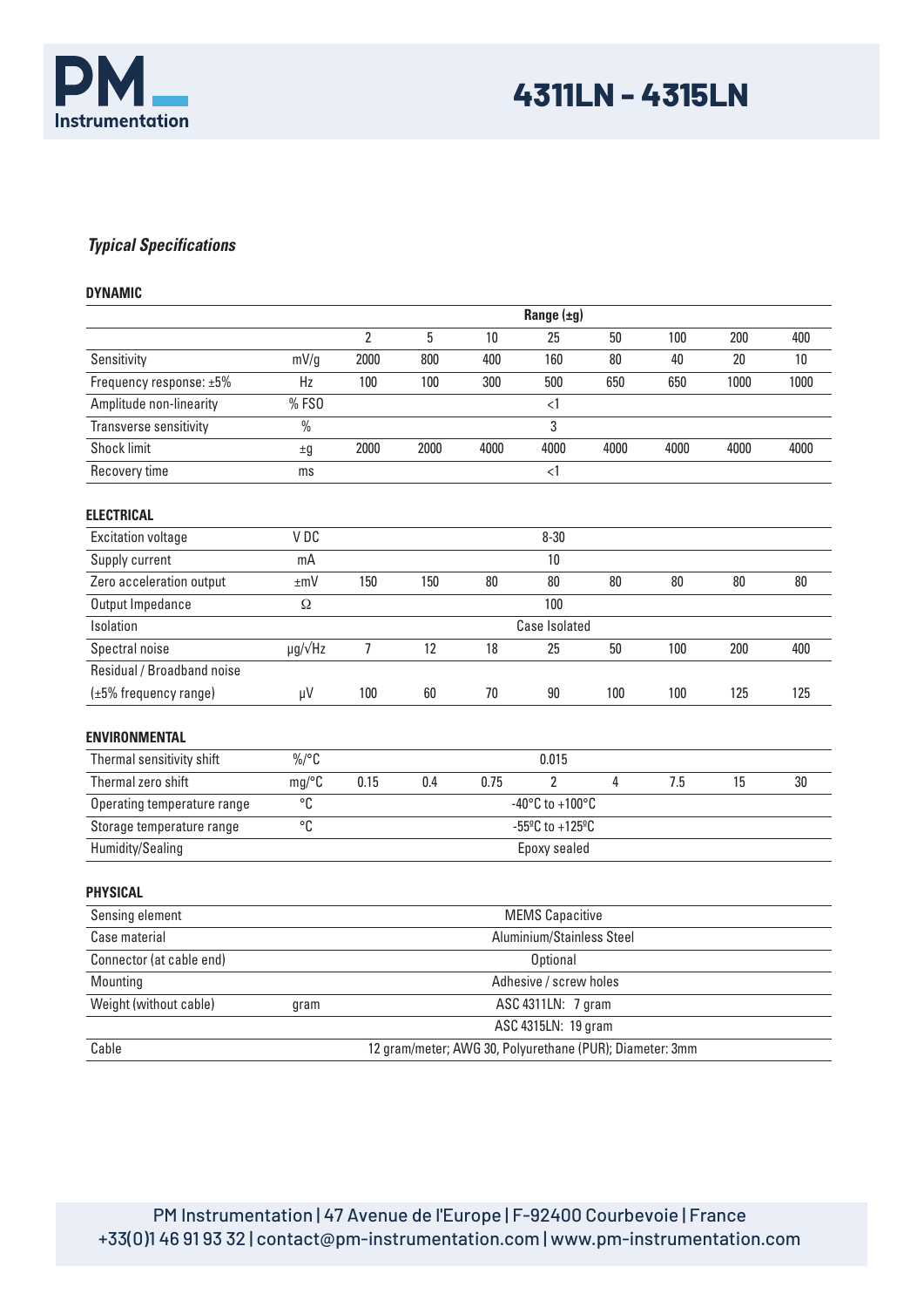## *Typical Specifications*

### DYNAMIC

| | | Range (±g) | | | | | | | |
|---|---|---|---|---|---|---|---|---|---|
| | | 2 | 5 | 10 | 25 | 50 | 100 | 200 | 400 |
| Sensitivity | mV/g | 2000 | 800 | 400 | 160 | 80 | 40 | 20 | 10 |
| Frequency response: ±5% | Hz | 100 | 100 | 300 | 500 | 650 | 650 | 1000 | 1000 |
| Amplitude non-linearity | % FSO | <1 | | | | | | | |
| Transverse sensitivity | % | 3 | | | | | | | |
| Shock limit | ±g | 2000 | 2000 | 4000 | 4000 | 4000 | 4000 | 4000 | 4000 |
| Recovery time | ms | <1 | | | | | | | |

### ELECTRICAL

| | | | | | | | | | |
|---|---|---|---|---|---|---|---|---|---|
| Excitation voltage | V DC | 8-30 | | | | | | | |
| Supply current | mA | 10 | | | | | | | |
| Zero acceleration output | ±mV | 150 | 150 | 80 | 80 | 80 | 80 | 80 | 80 |
| Output Impedance | Ω | 100 | | | | | | | |
| Isolation | | Case Isolated | | | | | | | |
| Spectral noise | µg/√Hz | 7 | 12 | 18 | 25 | 50 | 100 | 200 | 400 |
| Residual / Broadband noise (±5% frequency range) | µV | 100 | 60 | 70 | 90 | 100 | 100 | 125 | 125 |

### ENVIRONMENTAL

| | | | | | | | | | |
|---|---|---|---|---|---|---|---|---|---|
| Thermal sensitivity shift | %/°C | 0.015 | | | | | | | |
| Thermal zero shift | mg/°C | 0.15 | 0.4 | 0.75 | 2 | 4 | 7.5 | 15 | 30 |
| Operating temperature range | °C | -40°C to +100°C | | | | | | | |
| Storage temperature range | °C | -55ºC to +125ºC | | | | | | | |
| Humidity/Sealing | | Epoxy sealed | | | | | | | |

### PHYSICAL

| | | |
|---|---|---|
| Sensing element | | MEMS Capacitive |
| Case material | | Aluminium/Stainless Steel |
| Connector (at cable end) | | Optional |
| Mounting | | Adhesive / screw holes |
| Weight (without cable) | gram | ASC 4311LN: 7 gram |
| | | ASC 4315LN: 19 gram |
| Cable | | 12 gram/meter; AWG 30, Polyurethane (PUR); Diameter: 3mm |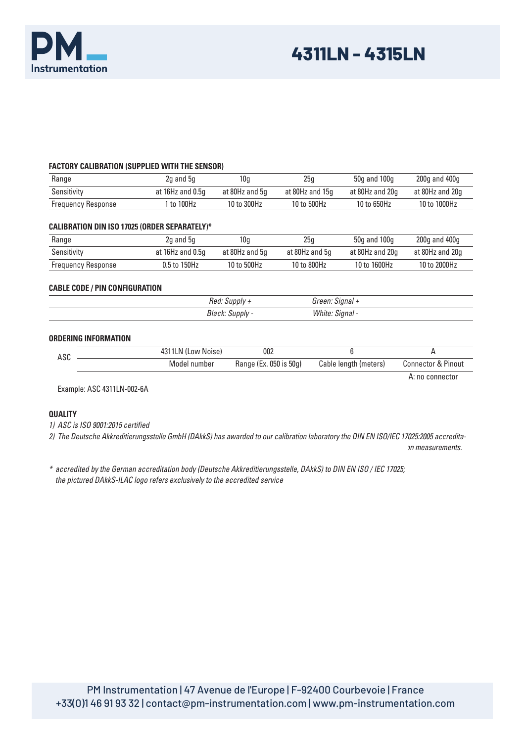# 4311LN - 4315LN

### FACTORY CALIBRATION (SUPPLIED WITH THE SENSOR)

| | | | | | |
|---|---|---|---|---|---|
| Range | 2g and 5g | 10g | 25g | 50g and 100g | 200g and 400g |
| Sensitivity | at 16Hz and 0.5g | at 80Hz and 5g | at 80Hz and 15g | at 80Hz and 20g | at 80Hz and 20g |
| Frequency Response | 1 to 100Hz | 10 to 300Hz | 10 to 500Hz | 10 to 650Hz | 10 to 1000Hz |

### CALIBRATION DIN ISO 17025 (ORDER SEPARATELY)*

| | | | | | |
|---|---|---|---|---|---|
| Range | 2g and 5g | 10g | 25g | 50g and 100g | 200g and 400g |
| Sensitivity | at 16Hz and 0.5g | at 80Hz and 5g | at 80Hz and 5g | at 80Hz and 20g | at 80Hz and 20g |
| Frequency Response | 0.5 to 150Hz | 10 to 500Hz | 10 to 800Hz | 10 to 1600Hz | 10 to 2000Hz |

### CABLE CODE / PIN CONFIGURATION

| | |
|---|---|
| *Red: Supply +* | *Green: Signal +* |
| *Black: Supply -* | *White: Signal -* |

### ORDERING INFORMATION

| | | | | |
|---|---|---|---|---|
| ASC | 4311LN (Low Noise) | 002 | 6 | A |
| | Model number | Range (Ex. 050 is 50g) | Cable length (meters) | Connector & Pinout |
| | | | | A: no connector |

Example: ASC 4311LN-002-6A

### QUALITY

*1) ASC is ISO 9001:2015 certified*

*2) The Deutsche Akkreditierungsstelle GmbH (DAkkS) has awarded to our calibration laboratory the DIN EN ISO/IEC 17025:2005 accredita- ...n measurements.*

*\* accredited by the German accreditation body (Deutsche Akkreditierungsstelle, DAkkS) to DIN EN ISO / IEC 17025; the pictured DAkkS-ILAC logo refers exclusively to the accredited service*

PM Instrumentation | 47 Avenue de l'Europe | F-92400 Courbevoie | France
+33(0)1 46 91 93 32 | contact@pm-instrumentation.com | www.pm-instrumentation.com